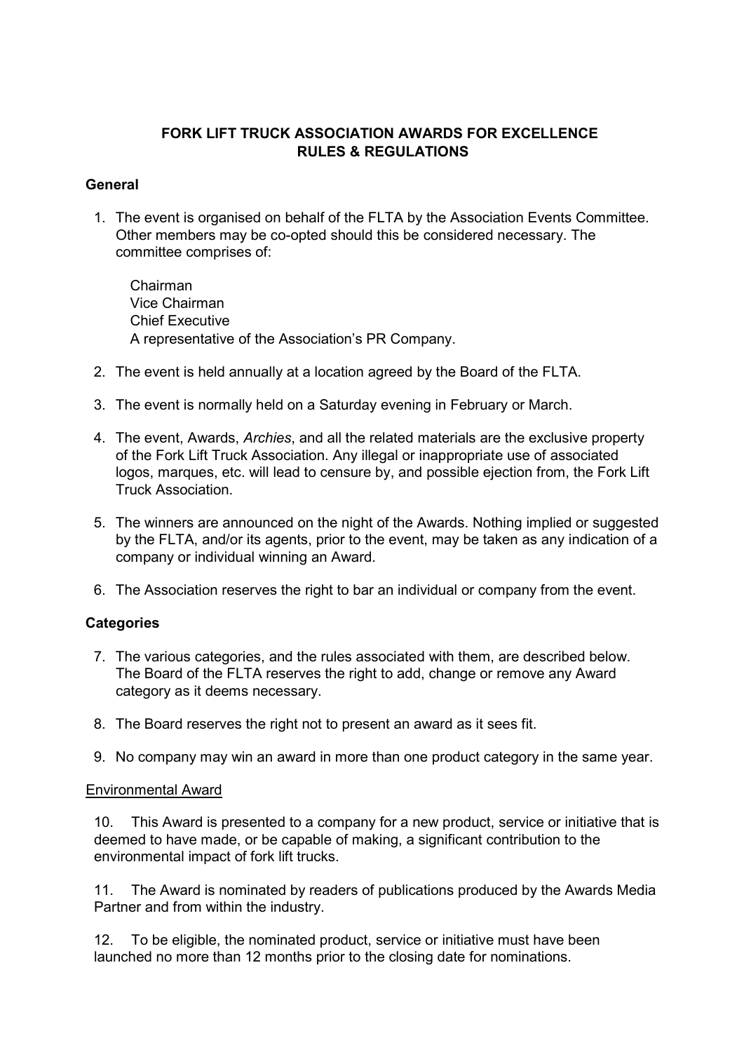# FORK LIFT TRUCK ASSOCIATION AWARDS FOR EXCELLENCE
# RULES & REGULATIONS

## General

1. The event is organised on behalf of the FLTA by the Association Events Committee. Other members may be co-opted should this be considered necessary. The committee comprises of:

   Chairman
   Vice Chairman
   Chief Executive
   A representative of the Association's PR Company.

2. The event is held annually at a location agreed by the Board of the FLTA.

3. The event is normally held on a Saturday evening in February or March.

4. The event, Awards, *Archies*, and all the related materials are the exclusive property of the Fork Lift Truck Association. Any illegal or inappropriate use of associated logos, marques, etc. will lead to censure by, and possible ejection from, the Fork Lift Truck Association.

5. The winners are announced on the night of the Awards. Nothing implied or suggested by the FLTA, and/or its agents, prior to the event, may be taken as any indication of a company or individual winning an Award.

6. The Association reserves the right to bar an individual or company from the event.

## Categories

7. The various categories, and the rules associated with them, are described below. The Board of the FLTA reserves the right to add, change or remove any Award category as it deems necessary.

8. The Board reserves the right not to present an award as it sees fit.

9. No company may win an award in more than one product category in the same year.

### Environmental Award

10. This Award is presented to a company for a new product, service or initiative that is deemed to have made, or be capable of making, a significant contribution to the environmental impact of fork lift trucks.

11. The Award is nominated by readers of publications produced by the Awards Media Partner and from within the industry.

12. To be eligible, the nominated product, service or initiative must have been launched no more than 12 months prior to the closing date for nominations.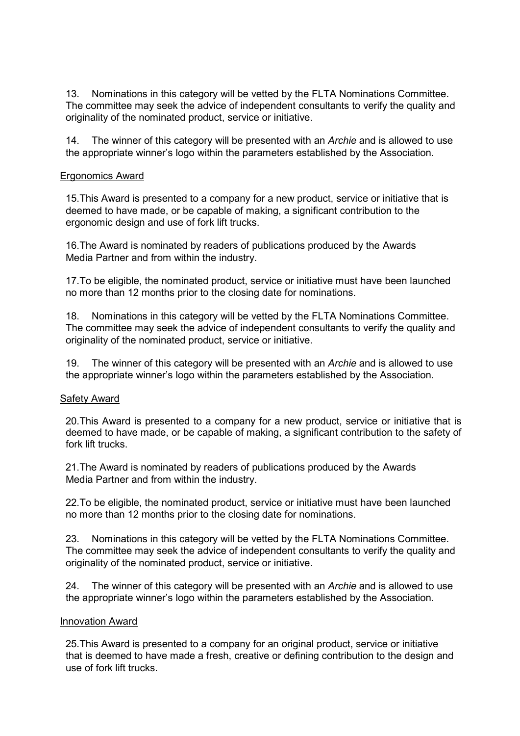13. Nominations in this category will be vetted by the FLTA Nominations Committee. The committee may seek the advice of independent consultants to verify the quality and originality of the nominated product, service or initiative.

14. The winner of this category will be presented with an *Archie* and is allowed to use the appropriate winner's logo within the parameters established by the Association.

## Ergonomics Award

15. This Award is presented to a company for a new product, service or initiative that is deemed to have made, or be capable of making, a significant contribution to the ergonomic design and use of fork lift trucks.

16. The Award is nominated by readers of publications produced by the Awards Media Partner and from within the industry.

17. To be eligible, the nominated product, service or initiative must have been launched no more than 12 months prior to the closing date for nominations.

18. Nominations in this category will be vetted by the FLTA Nominations Committee. The committee may seek the advice of independent consultants to verify the quality and originality of the nominated product, service or initiative.

19. The winner of this category will be presented with an *Archie* and is allowed to use the appropriate winner's logo within the parameters established by the Association.

## Safety Award

20. This Award is presented to a company for a new product, service or initiative that is deemed to have made, or be capable of making, a significant contribution to the safety of fork lift trucks.

21. The Award is nominated by readers of publications produced by the Awards Media Partner and from within the industry.

22. To be eligible, the nominated product, service or initiative must have been launched no more than 12 months prior to the closing date for nominations.

23. Nominations in this category will be vetted by the FLTA Nominations Committee. The committee may seek the advice of independent consultants to verify the quality and originality of the nominated product, service or initiative.

24. The winner of this category will be presented with an *Archie* and is allowed to use the appropriate winner's logo within the parameters established by the Association.

## Innovation Award

25. This Award is presented to a company for an original product, service or initiative that is deemed to have made a fresh, creative or defining contribution to the design and use of fork lift trucks.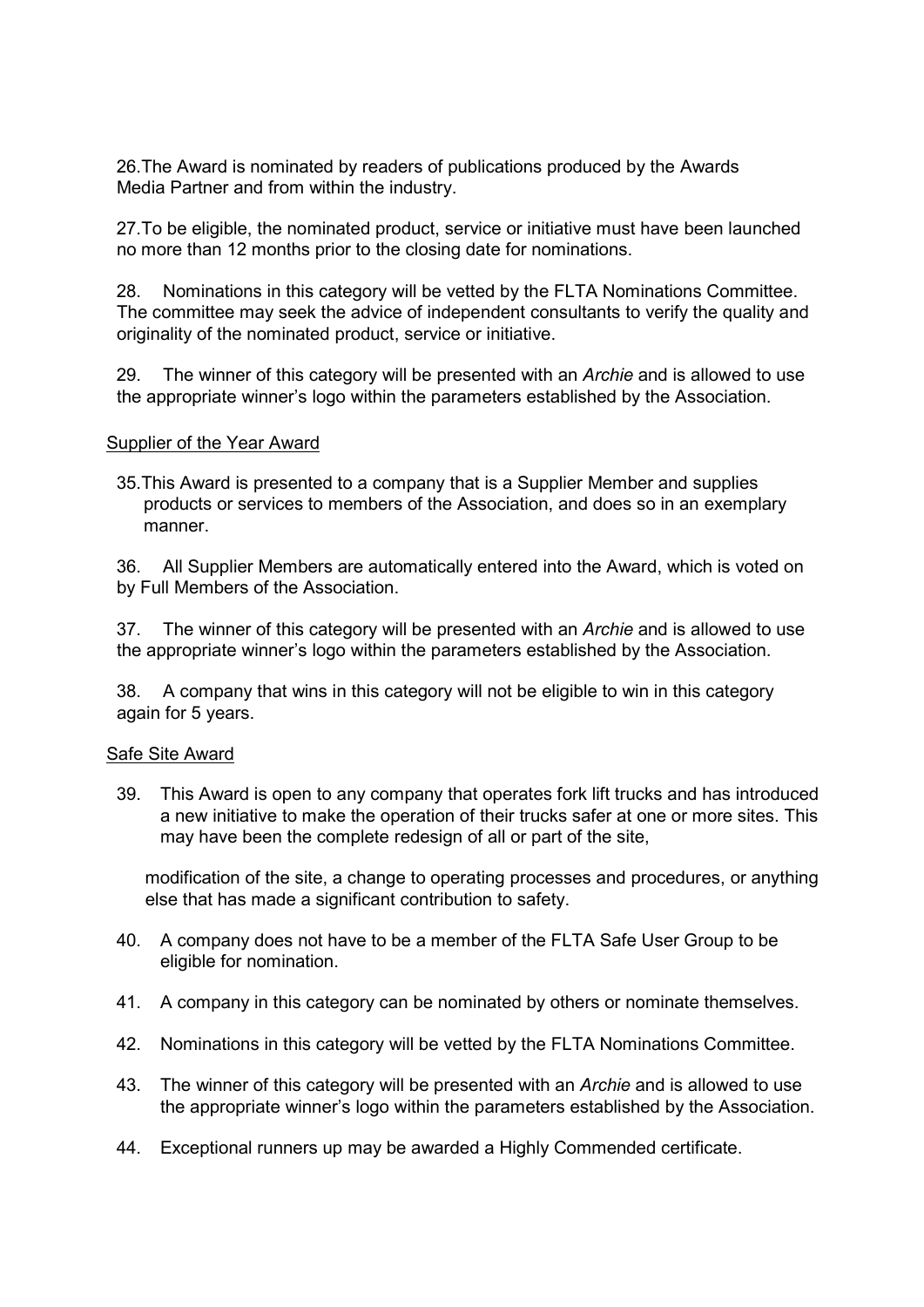26. The Award is nominated by readers of publications produced by the Awards Media Partner and from within the industry.

27. To be eligible, the nominated product, service or initiative must have been launched no more than 12 months prior to the closing date for nominations.

28. Nominations in this category will be vetted by the FLTA Nominations Committee. The committee may seek the advice of independent consultants to verify the quality and originality of the nominated product, service or initiative.

29. The winner of this category will be presented with an *Archie* and is allowed to use the appropriate winner's logo within the parameters established by the Association.

Supplier of the Year Award

35. This Award is presented to a company that is a Supplier Member and supplies products or services to members of the Association, and does so in an exemplary manner.

36. All Supplier Members are automatically entered into the Award, which is voted on by Full Members of the Association.

37. The winner of this category will be presented with an *Archie* and is allowed to use the appropriate winner's logo within the parameters established by the Association.

38. A company that wins in this category will not be eligible to win in this category again for 5 years.

Safe Site Award

39. This Award is open to any company that operates fork lift trucks and has introduced a new initiative to make the operation of their trucks safer at one or more sites. This may have been the complete redesign of all or part of the site, modification of the site, a change to operating processes and procedures, or anything else that has made a significant contribution to safety.

40. A company does not have to be a member of the FLTA Safe User Group to be eligible for nomination.

41. A company in this category can be nominated by others or nominate themselves.

42. Nominations in this category will be vetted by the FLTA Nominations Committee.

43. The winner of this category will be presented with an *Archie* and is allowed to use the appropriate winner's logo within the parameters established by the Association.

44. Exceptional runners up may be awarded a Highly Commended certificate.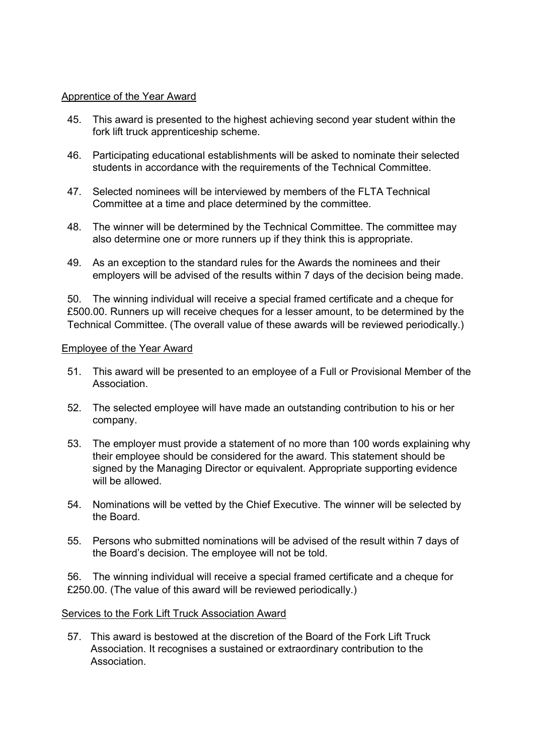Apprentice of the Year Award

45. This award is presented to the highest achieving second year student within the fork lift truck apprenticeship scheme.

46. Participating educational establishments will be asked to nominate their selected students in accordance with the requirements of the Technical Committee.

47. Selected nominees will be interviewed by members of the FLTA Technical Committee at a time and place determined by the committee.

48. The winner will be determined by the Technical Committee. The committee may also determine one or more runners up if they think this is appropriate.

49. As an exception to the standard rules for the Awards the nominees and their employers will be advised of the results within 7 days of the decision being made.

50. The winning individual will receive a special framed certificate and a cheque for £500.00. Runners up will receive cheques for a lesser amount, to be determined by the Technical Committee. (The overall value of these awards will be reviewed periodically.)

Employee of the Year Award

51. This award will be presented to an employee of a Full or Provisional Member of the Association.

52. The selected employee will have made an outstanding contribution to his or her company.

53. The employer must provide a statement of no more than 100 words explaining why their employee should be considered for the award. This statement should be signed by the Managing Director or equivalent. Appropriate supporting evidence will be allowed.

54. Nominations will be vetted by the Chief Executive. The winner will be selected by the Board.

55. Persons who submitted nominations will be advised of the result within 7 days of the Board's decision. The employee will not be told.

56. The winning individual will receive a special framed certificate and a cheque for £250.00. (The value of this award will be reviewed periodically.)

Services to the Fork Lift Truck Association Award

57. This award is bestowed at the discretion of the Board of the Fork Lift Truck Association. It recognises a sustained or extraordinary contribution to the Association.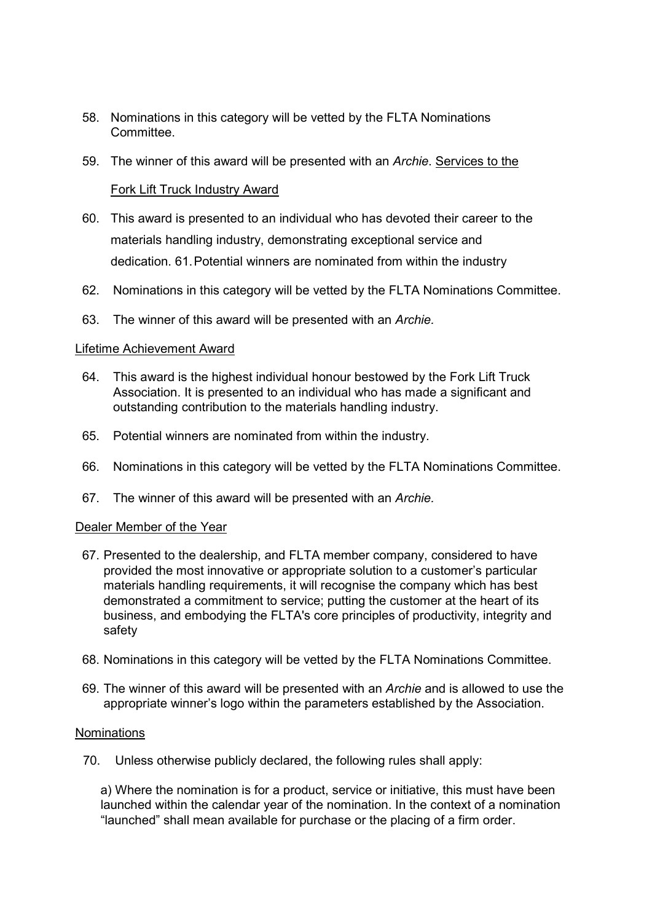58. Nominations in this category will be vetted by the FLTA Nominations Committee.

59. The winner of this award will be presented with an *Archie*.

Services to the Fork Lift Truck Industry Award

60. This award is presented to an individual who has devoted their career to the materials handling industry, demonstrating exceptional service and dedication.

61. Potential winners are nominated from within the industry

62. Nominations in this category will be vetted by the FLTA Nominations Committee.

63. The winner of this award will be presented with an *Archie.*

Lifetime Achievement Award

64. This award is the highest individual honour bestowed by the Fork Lift Truck Association. It is presented to an individual who has made a significant and outstanding contribution to the materials handling industry.

65. Potential winners are nominated from within the industry.

66. Nominations in this category will be vetted by the FLTA Nominations Committee.

67. The winner of this award will be presented with an *Archie.*

Dealer Member of the Year

67. Presented to the dealership, and FLTA member company, considered to have provided the most innovative or appropriate solution to a customer's particular materials handling requirements, it will recognise the company which has best demonstrated a commitment to service; putting the customer at the heart of its business, and embodying the FLTA's core principles of productivity, integrity and safety

68. Nominations in this category will be vetted by the FLTA Nominations Committee.

69. The winner of this award will be presented with an *Archie* and is allowed to use the appropriate winner's logo within the parameters established by the Association.

Nominations

70. Unless otherwise publicly declared, the following rules shall apply:

    a) Where the nomination is for a product, service or initiative, this must have been launched within the calendar year of the nomination. In the context of a nomination "launched" shall mean available for purchase or the placing of a firm order.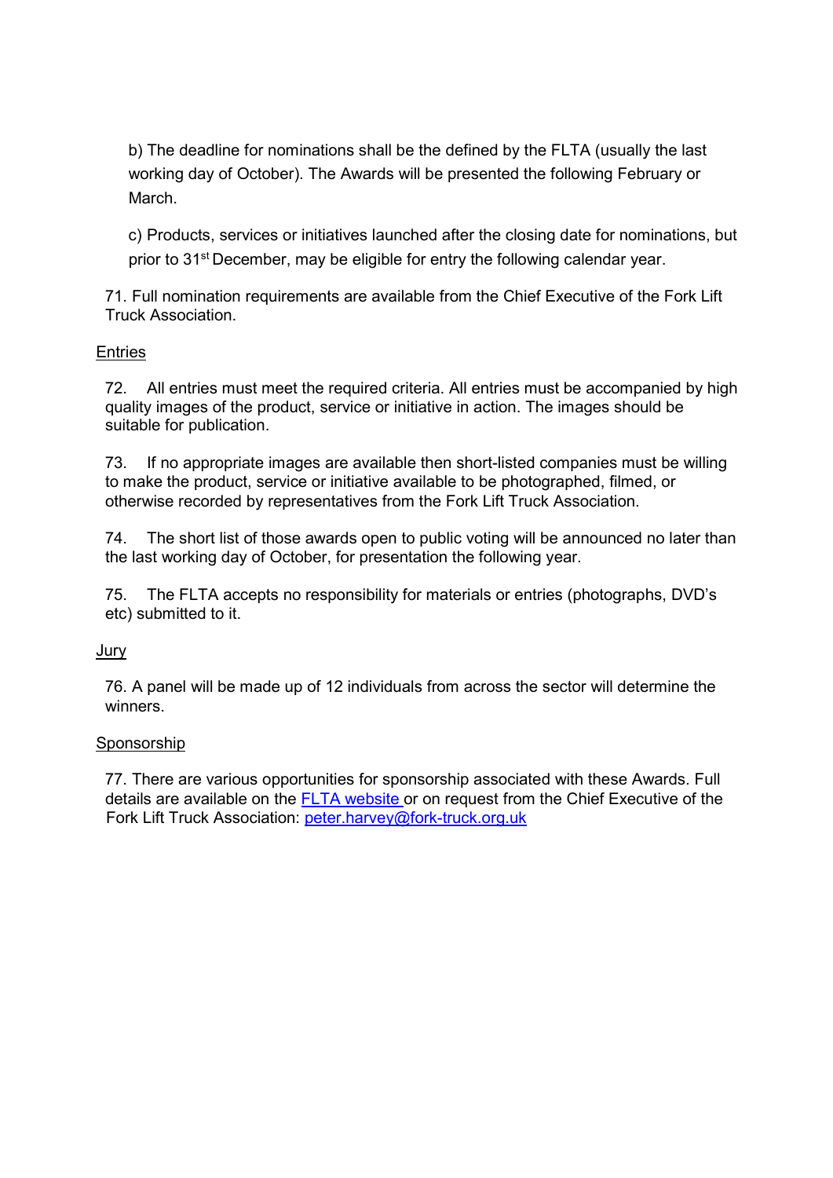b) The deadline for nominations shall be the defined by the FLTA (usually the last working day of October). The Awards will be presented the following February or March.

c) Products, services or initiatives launched after the closing date for nominations, but prior to 31st December, may be eligible for entry the following calendar year.

71. Full nomination requirements are available from the Chief Executive of the Fork Lift Truck Association.

Entries

72. All entries must meet the required criteria. All entries must be accompanied by high quality images of the product, service or initiative in action. The images should be suitable for publication.

73. If no appropriate images are available then short-listed companies must be willing to make the product, service or initiative available to be photographed, filmed, or otherwise recorded by representatives from the Fork Lift Truck Association.

74. The short list of those awards open to public voting will be announced no later than the last working day of October, for presentation the following year.

75. The FLTA accepts no responsibility for materials or entries (photographs, DVD's etc) submitted to it.

Jury

76. A panel will be made up of 12 individuals from across the sector will determine the winners.

Sponsorship

77. There are various opportunities for sponsorship associated with these Awards. Full details are available on the FLTA website or on request from the Chief Executive of the Fork Lift Truck Association: peter.harvey@fork-truck.org.uk